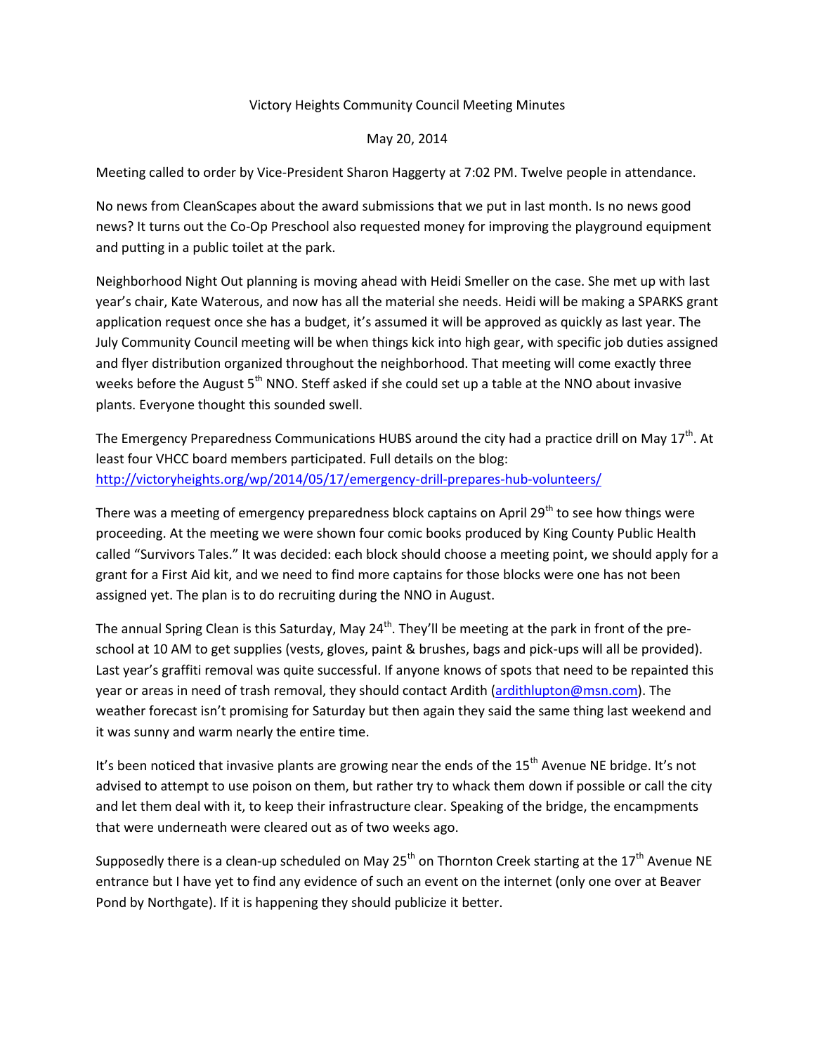# Victory Heights Community Council Meeting Minutes

May 20, 2014

Meeting called to order by Vice-President Sharon Haggerty at 7:02 PM. Twelve people in attendance.

No news from CleanScapes about the award submissions that we put in last month. Is no news good news? It turns out the Co-Op Preschool also requested money for improving the playground equipment and putting in a public toilet at the park.

Neighborhood Night Out planning is moving ahead with Heidi Smeller on the case. She met up with last year's chair, Kate Waterous, and now has all the material she needs. Heidi will be making a SPARKS grant application request once she has a budget, it's assumed it will be approved as quickly as last year. The July Community Council meeting will be when things kick into high gear, with specific job duties assigned and flyer distribution organized throughout the neighborhood. That meeting will come exactly three weeks before the August 5th NNO. Steff asked if she could set up a table at the NNO about invasive plants. Everyone thought this sounded swell.

The Emergency Preparedness Communications HUBS around the city had a practice drill on May 17th. At least four VHCC board members participated. Full details on the blog: [http://victoryheights.org/wp/2014/05/17/emergency-drill-prepares-hub-volunteers/](http://victoryheights.org/wp/2014/05/17/emergency-drill-prepares-hub-volunteers/)

There was a meeting of emergency preparedness block captains on April 29th to see how things were proceeding. At the meeting we were shown four comic books produced by King County Public Health called "Survivors Tales." It was decided: each block should choose a meeting point, we should apply for a grant for a First Aid kit, and we need to find more captains for those blocks were one has not been assigned yet. The plan is to do recruiting during the NNO in August.

The annual Spring Clean is this Saturday, May 24th. They'll be meeting at the park in front of the pre-school at 10 AM to get supplies (vests, gloves, paint & brushes, bags and pick-ups will all be provided). Last year's graffiti removal was quite successful. If anyone knows of spots that need to be repainted this year or areas in need of trash removal, they should contact Ardith ([ardithlupton@msn.com](mailto:ardithlupton@msn.com)). The weather forecast isn't promising for Saturday but then again they said the same thing last weekend and it was sunny and warm nearly the entire time.

It's been noticed that invasive plants are growing near the ends of the 15th Avenue NE bridge. It's not advised to attempt to use poison on them, but rather try to whack them down if possible or call the city and let them deal with it, to keep their infrastructure clear. Speaking of the bridge, the encampments that were underneath were cleared out as of two weeks ago.

Supposedly there is a clean-up scheduled on May 25th on Thornton Creek starting at the 17th Avenue NE entrance but I have yet to find any evidence of such an event on the internet (only one over at Beaver Pond by Northgate). If it is happening they should publicize it better.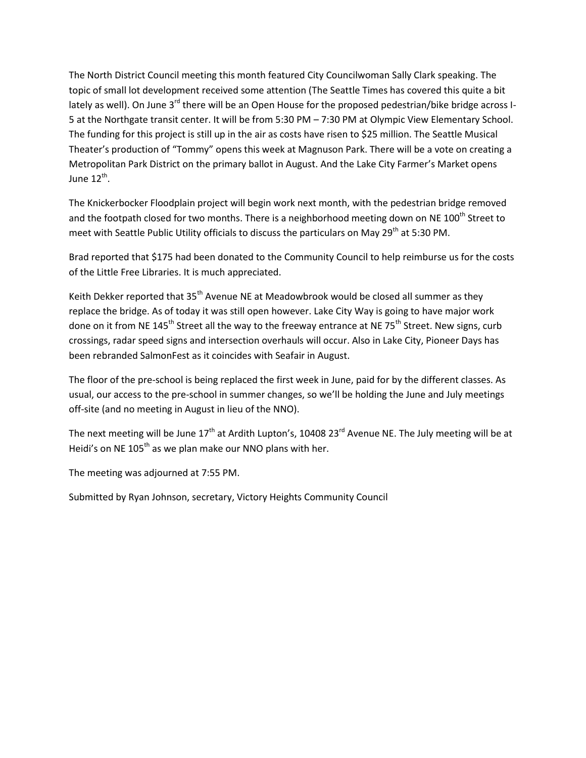The North District Council meeting this month featured City Councilwoman Sally Clark speaking. The topic of small lot development received some attention (The Seattle Times has covered this quite a bit lately as well). On June 3rd there will be an Open House for the proposed pedestrian/bike bridge across I-5 at the Northgate transit center. It will be from 5:30 PM – 7:30 PM at Olympic View Elementary School. The funding for this project is still up in the air as costs have risen to $25 million. The Seattle Musical Theater's production of "Tommy" opens this week at Magnuson Park. There will be a vote on creating a Metropolitan Park District on the primary ballot in August. And the Lake City Farmer's Market opens June 12th.

The Knickerbocker Floodplain project will begin work next month, with the pedestrian bridge removed and the footpath closed for two months. There is a neighborhood meeting down on NE 100th Street to meet with Seattle Public Utility officials to discuss the particulars on May 29th at 5:30 PM.

Brad reported that $175 had been donated to the Community Council to help reimburse us for the costs of the Little Free Libraries. It is much appreciated.

Keith Dekker reported that 35th Avenue NE at Meadowbrook would be closed all summer as they replace the bridge. As of today it was still open however. Lake City Way is going to have major work done on it from NE 145th Street all the way to the freeway entrance at NE 75th Street. New signs, curb crossings, radar speed signs and intersection overhauls will occur. Also in Lake City, Pioneer Days has been rebranded SalmonFest as it coincides with Seafair in August.

The floor of the pre-school is being replaced the first week in June, paid for by the different classes. As usual, our access to the pre-school in summer changes, so we'll be holding the June and July meetings off-site (and no meeting in August in lieu of the NNO).

The next meeting will be June 17th at Ardith Lupton's, 10408 23rd Avenue NE. The July meeting will be at Heidi's on NE 105th as we plan make our NNO plans with her.

The meeting was adjourned at 7:55 PM.

Submitted by Ryan Johnson, secretary, Victory Heights Community Council